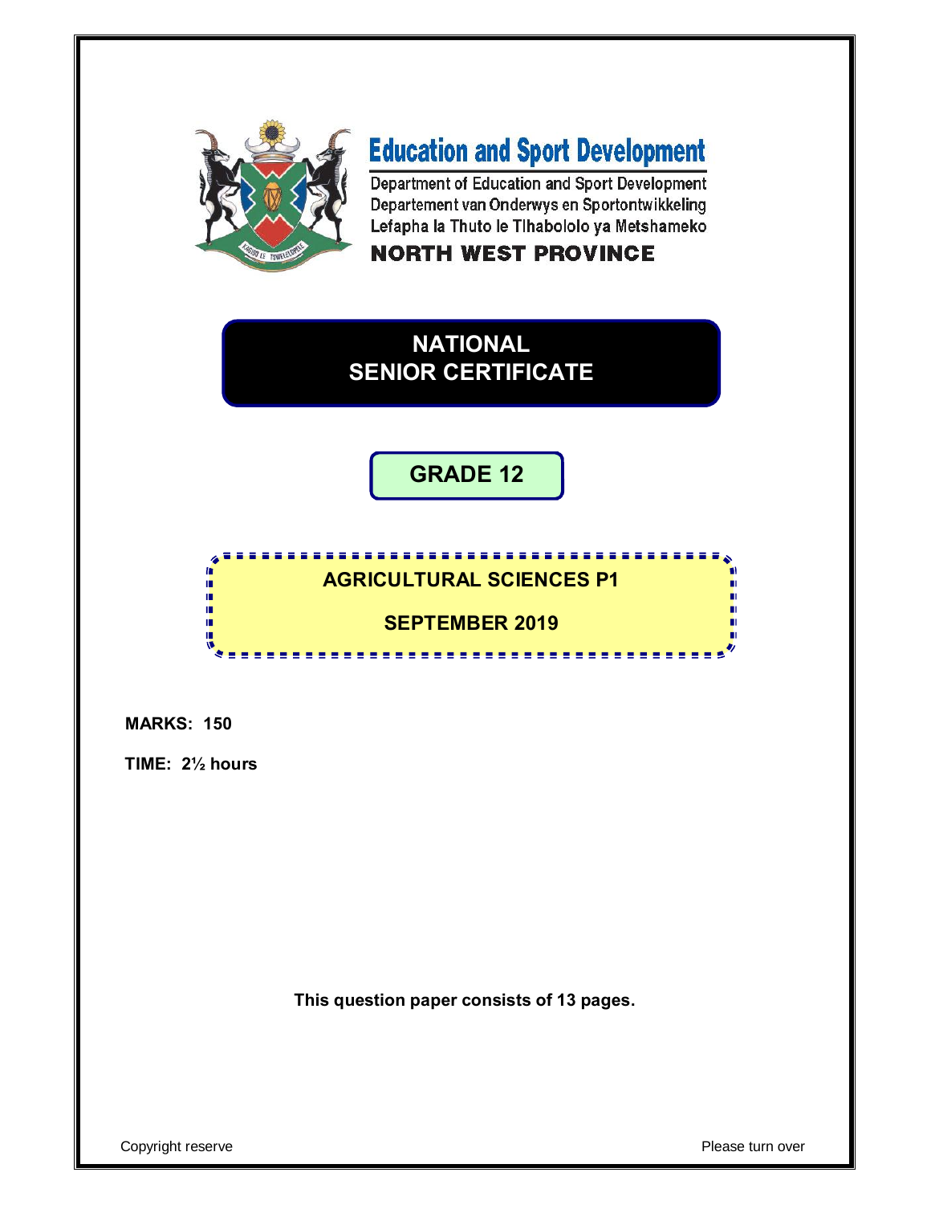**Education and Sport Development**

Department of Education and Sport Development
Departement van Onderwys en Sportontwikkeling
Lefapha la Thuto le Tlhabololo ya Metshameko

**NORTH WEST PROVINCE**

# NATIONAL SENIOR CERTIFICATE

## GRADE 12

## AGRICULTURAL SCIENCES P1

## SEPTEMBER 2019

**MARKS: 150**

**TIME: 2½ hours**

**This question paper consists of 13 pages.**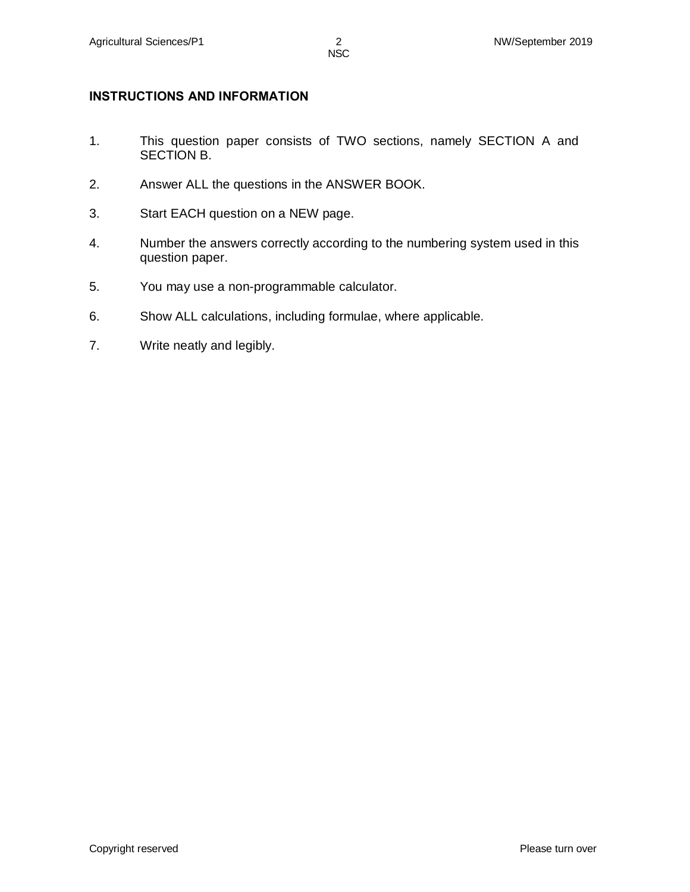## INSTRUCTIONS AND INFORMATION

1. This question paper consists of TWO sections, namely SECTION A and SECTION B.
2. Answer ALL the questions in the ANSWER BOOK.
3. Start EACH question on a NEW page.
4. Number the answers correctly according to the numbering system used in this question paper.
5. You may use a non-programmable calculator.
6. Show ALL calculations, including formulae, where applicable.
7. Write neatly and legibly.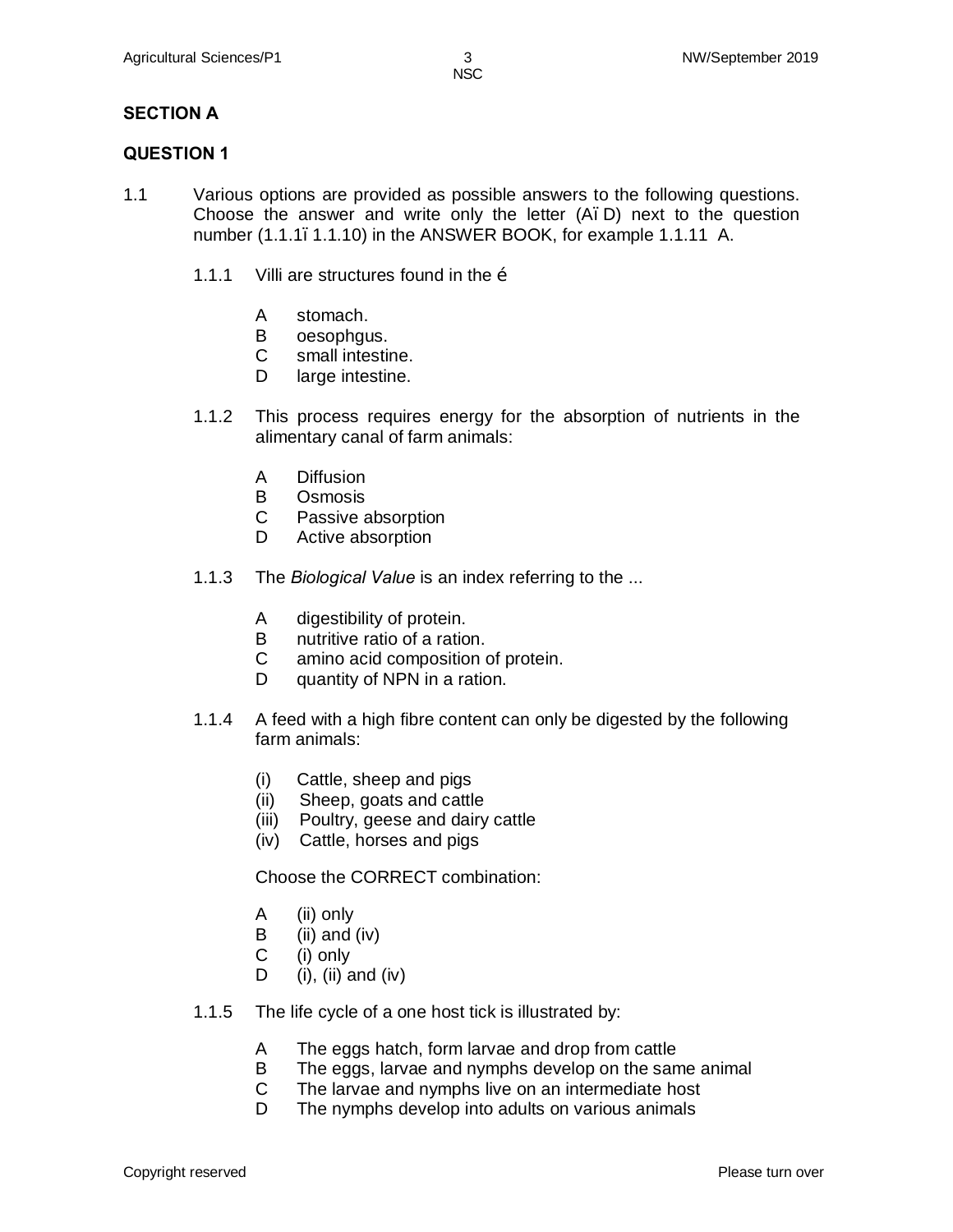## SECTION A

## QUESTION 1

1.1 Various options are provided as possible answers to the following questions. Choose the answer and write only the letter (A–D) next to the question number (1.1.1–1.1.10) in the ANSWER BOOK, for example 1.1.11 A.

1.1.1 Villi are structures found in the …

- A stomach.
- B oesophgus.
- C small intestine.
- D large intestine.

1.1.2 This process requires energy for the absorption of nutrients in the alimentary canal of farm animals:

- A Diffusion
- B Osmosis
- C Passive absorption
- D Active absorption

1.1.3 The *Biological Value* is an index referring to the ...

- A digestibility of protein.
- B nutritive ratio of a ration.
- C amino acid composition of protein.
- D quantity of NPN in a ration.

1.1.4 A feed with a high fibre content can only be digested by the following farm animals:

- (i) Cattle, sheep and pigs
- (ii) Sheep, goats and cattle
- (iii) Poultry, geese and dairy cattle
- (iv) Cattle, horses and pigs

Choose the CORRECT combination:

- A (ii) only
- B (ii) and (iv)
- C (i) only
- D (i), (ii) and (iv)

1.1.5 The life cycle of a one host tick is illustrated by:

- A The eggs hatch, form larvae and drop from cattle
- B The eggs, larvae and nymphs develop on the same animal
- C The larvae and nymphs live on an intermediate host
- D The nymphs develop into adults on various animals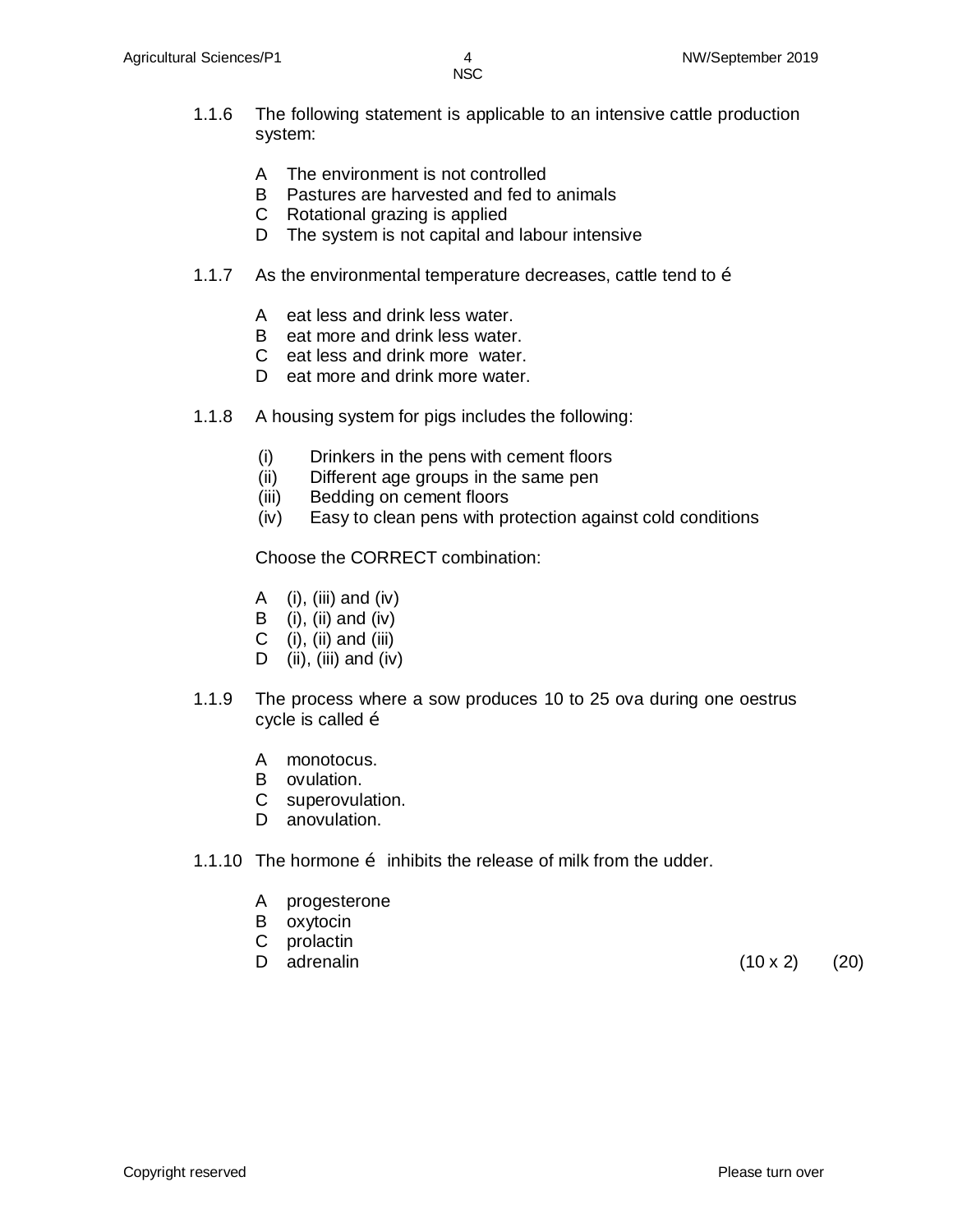1.1.6 The following statement is applicable to an intensive cattle production system:

A The environment is not controlled
B Pastures are harvested and fed to animals
C Rotational grazing is applied
D The system is not capital and labour intensive

1.1.7 As the environmental temperature decreases, cattle tend to é

A eat less and drink less water.
B eat more and drink less water.
C eat less and drink more water.
D eat more and drink more water.

1.1.8 A housing system for pigs includes the following:

(i) Drinkers in the pens with cement floors
(ii) Different age groups in the same pen
(iii) Bedding on cement floors
(iv) Easy to clean pens with protection against cold conditions

Choose the CORRECT combination:

A (i), (iii) and (iv)
B (i), (ii) and (iv)
C (i), (ii) and (iii)
D (ii), (iii) and (iv)

1.1.9 The process where a sow produces 10 to 25 ova during one oestrus cycle is called é

A monotocus.
B ovulation.
C superovulation.
D anovulation.

1.1.10 The hormone é inhibits the release of milk from the udder.

A progesterone
B oxytocin
C prolactin
D adrenalin (10 x 2) (20)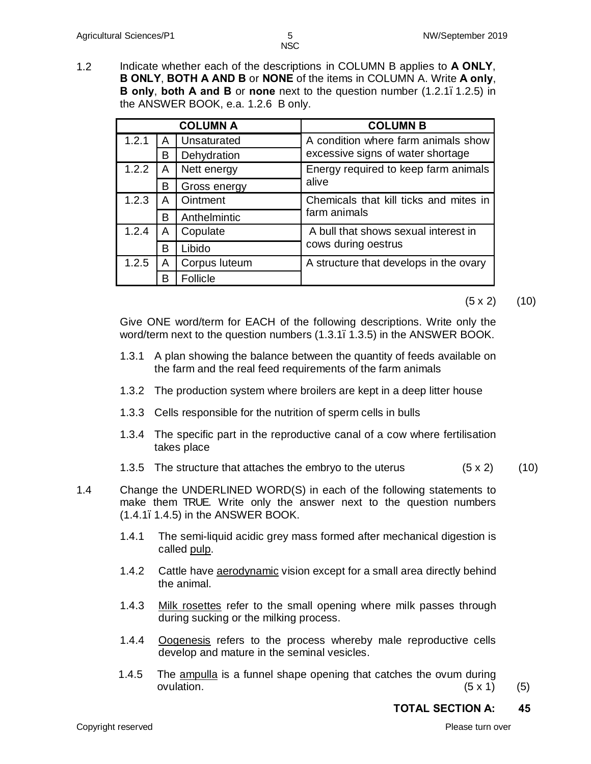1.2 Indicate whether each of the descriptions in COLUMN B applies to **A ONLY**, **B ONLY**, **BOTH A AND B** or **NONE** of the items in COLUMN A. Write **A only**, **B only**, **both A and B** or **none** next to the question number (1.2.1–1.2.5) in the ANSWER BOOK, e.a. 1.2.6 B only.

| COLUMN A | | | COLUMN B |
|---|---|---|---|
| 1.2.1 | A | Unsaturated | A condition where farm animals show excessive signs of water shortage |
| | B | Dehydration | |
| 1.2.2 | A | Nett energy | Energy required to keep farm animals alive |
| | B | Gross energy | |
| 1.2.3 | A | Ointment | Chemicals that kill ticks and mites in farm animals |
| | B | Anthelmintic | |
| 1.2.4 | A | Copulate | A bull that shows sexual interest in cows during oestrus |
| | B | Libido | |
| 1.2.5 | A | Corpus luteum | A structure that develops in the ovary |
| | B | Follicle | |

(5 x 2) (10)

Give ONE word/term for EACH of the following descriptions. Write only the word/term next to the question numbers (1.3.1–1.3.5) in the ANSWER BOOK.

1.3.1 A plan showing the balance between the quantity of feeds available on the farm and the real feed requirements of the farm animals

1.3.2 The production system where broilers are kept in a deep litter house

1.3.3 Cells responsible for the nutrition of sperm cells in bulls

1.3.4 The specific part in the reproductive canal of a cow where fertilisation takes place

1.3.5 The structure that attaches the embryo to the uterus (5 x 2) (10)

1.4 Change the UNDERLINED WORD(S) in each of the following statements to make them TRUE. Write only the answer next to the question numbers (1.4.1–1.4.5) in the ANSWER BOOK.

1.4.1 The semi-liquid acidic grey mass formed after mechanical digestion is called <u>pulp</u>.

1.4.2 Cattle have <u>aerodynamic</u> vision except for a small area directly behind the animal.

1.4.3 <u>Milk rosettes</u> refer to the small opening where milk passes through during sucking or the milking process.

1.4.4 <u>Oogenesis</u> refers to the process whereby male reproductive cells develop and mature in the seminal vesicles.

1.4.5 The <u>ampulla</u> is a funnel shape opening that catches the ovum during ovulation. (5 x 1) (5)

**TOTAL SECTION A: 45**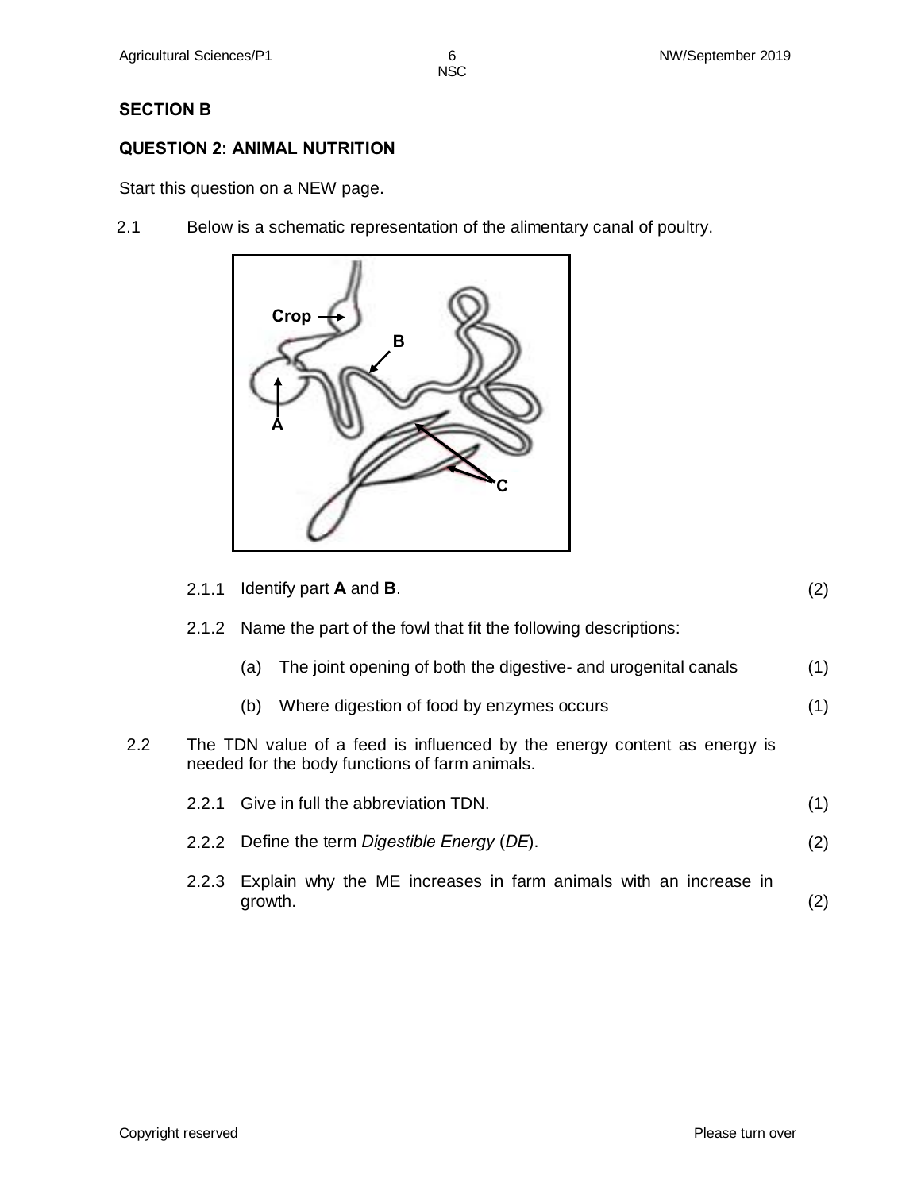## SECTION B

### QUESTION 2: ANIMAL NUTRITION

Start this question on a NEW page.

2.1 Below is a schematic representation of the alimentary canal of poultry.

2.1.1 Identify part **A** and **B**. (2)

2.1.2 Name the part of the fowl that fit the following descriptions:

(a) The joint opening of both the digestive- and urogenital canals (1)

(b) Where digestion of food by enzymes occurs (1)

2.2 The TDN value of a feed is influenced by the energy content as energy is needed for the body functions of farm animals.

2.2.1 Give in full the abbreviation TDN. (1)

2.2.2 Define the term *Digestible Energy* (*DE*). (2)

2.2.3 Explain why the ME increases in farm animals with an increase in growth. (2)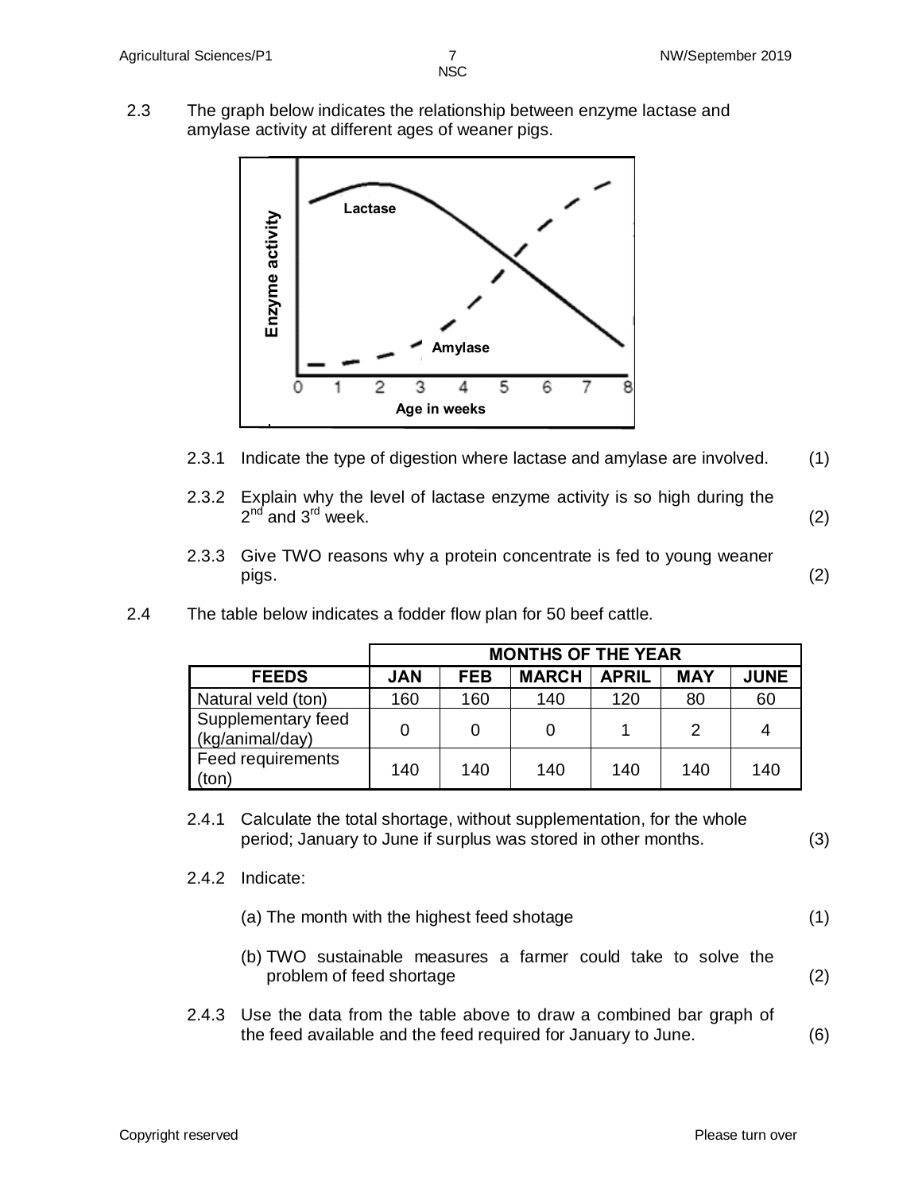2.3 The graph below indicates the relationship between enzyme lactase and amylase activity at different ages of weaner pigs.

2.3.1 Indicate the type of digestion where lactase and amylase are involved. (1)

2.3.2 Explain why the level of lactase enzyme activity is so high during the 2nd and 3rd week. (2)

2.3.3 Give TWO reasons why a protein concentrate is fed to young weaner pigs. (2)

2.4 The table below indicates a fodder flow plan for 50 beef cattle.

| | MONTHS OF THE YEAR | | | | | |
|---|---|---|---|---|---|---|
| **FEEDS** | **JAN** | **FEB** | **MARCH** | **APRIL** | **MAY** | **JUNE** |
| Natural veld (ton) | 160 | 160 | 140 | 120 | 80 | 60 |
| Supplementary feed (kg/animal/day) | 0 | 0 | 0 | 1 | 2 | 4 |
| Feed requirements (ton) | 140 | 140 | 140 | 140 | 140 | 140 |

2.4.1 Calculate the total shortage, without supplementation, for the whole period; January to June if surplus was stored in other months. (3)

2.4.2 Indicate:

(a) The month with the highest feed shotage (1)

(b) TWO sustainable measures a farmer could take to solve the problem of feed shortage (2)

2.4.3 Use the data from the table above to draw a combined bar graph of the feed available and the feed required for January to June. (6)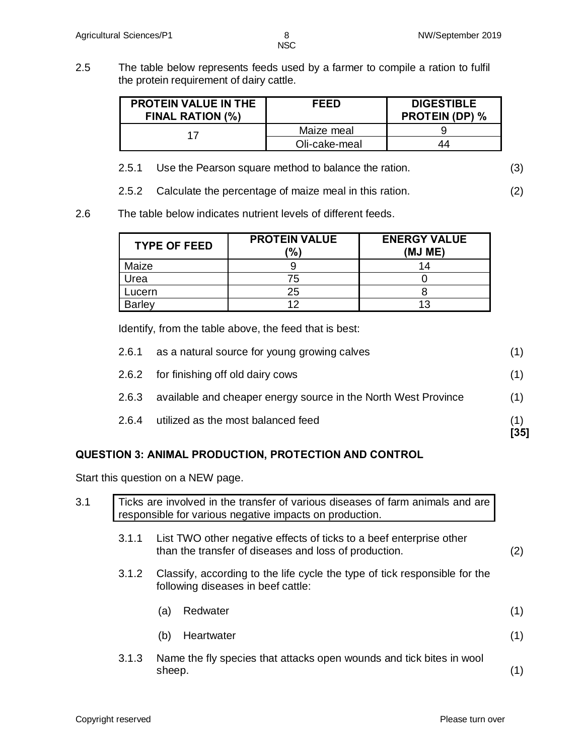2.5 The table below represents feeds used by a farmer to compile a ration to fulfil the protein requirement of dairy cattle.

| PROTEIN VALUE IN THE FINAL RATION (%) | FEED | DIGESTIBLE PROTEIN (DP) % |
|---|---|---|
| 17 | Maize meal | 9 |
| | Oli-cake-meal | 44 |

2.5.1 Use the Pearson square method to balance the ration. (3)

2.5.2 Calculate the percentage of maize meal in this ration. (2)

2.6 The table below indicates nutrient levels of different feeds.

| TYPE OF FEED | PROTEIN VALUE (%) | ENERGY VALUE (MJ ME) |
|---|---|---|
| Maize | 9 | 14 |
| Urea | 75 | 0 |
| Lucern | 25 | 8 |
| Barley | 12 | 13 |

Identify, from the table above, the feed that is best:

2.6.1 as a natural source for young growing calves (1)

2.6.2 for finishing off old dairy cows (1)

2.6.3 available and cheaper energy source in the North West Province (1)

2.6.4 utilized as the most balanced feed (1)

**[35]**

## QUESTION 3: ANIMAL PRODUCTION, PROTECTION AND CONTROL

Start this question on a NEW page.

3.1 Ticks are involved in the transfer of various diseases of farm animals and are responsible for various negative impacts on production.

3.1.1 List TWO other negative effects of ticks to a beef enterprise other than the transfer of diseases and loss of production. (2)

3.1.2 Classify, according to the life cycle the type of tick responsible for the following diseases in beef cattle:

(a) Redwater (1)

(b) Heartwater (1)

3.1.3 Name the fly species that attacks open wounds and tick bites in wool sheep. (1)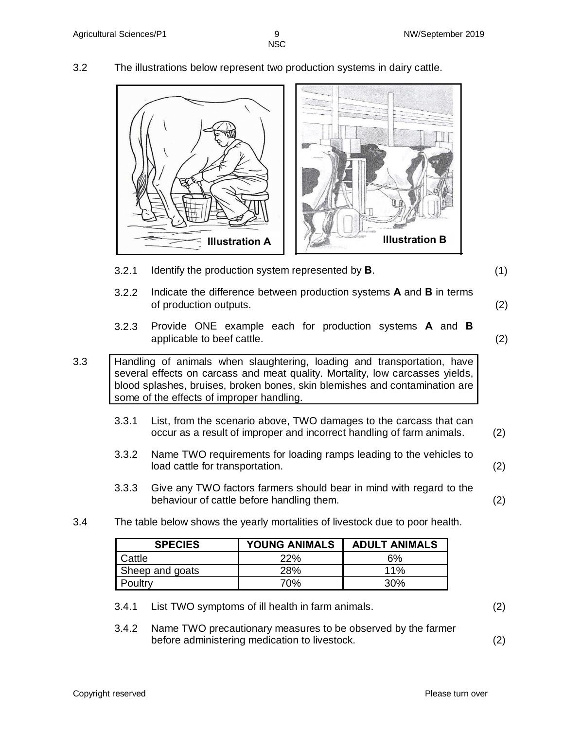3.2 The illustrations below represent two production systems in dairy cattle.

Illustration A

Illustration B

3.2.1 Identify the production system represented by **B**. (1)

3.2.2 Indicate the difference between production systems **A** and **B** in terms of production outputs. (2)

3.2.3 Provide ONE example each for production systems **A** and **B** applicable to beef cattle. (2)

3.3

> Handling of animals when slaughtering, loading and transportation, have several effects on carcass and meat quality. Mortality, low carcasses yields, blood splashes, bruises, broken bones, skin blemishes and contamination are some of the effects of improper handling.

3.3.1 List, from the scenario above, TWO damages to the carcass that can occur as a result of improper and incorrect handling of farm animals. (2)

3.3.2 Name TWO requirements for loading ramps leading to the vehicles to load cattle for transportation. (2)

3.3.3 Give any TWO factors farmers should bear in mind with regard to the behaviour of cattle before handling them. (2)

3.4 The table below shows the yearly mortalities of livestock due to poor health.

| SPECIES | YOUNG ANIMALS | ADULT ANIMALS |
|---|---|---|
| Cattle | 22% | 6% |
| Sheep and goats | 28% | 11% |
| Poultry | 70% | 30% |

3.4.1 List TWO symptoms of ill health in farm animals. (2)

3.4.2 Name TWO precautionary measures to be observed by the farmer before administering medication to livestock. (2)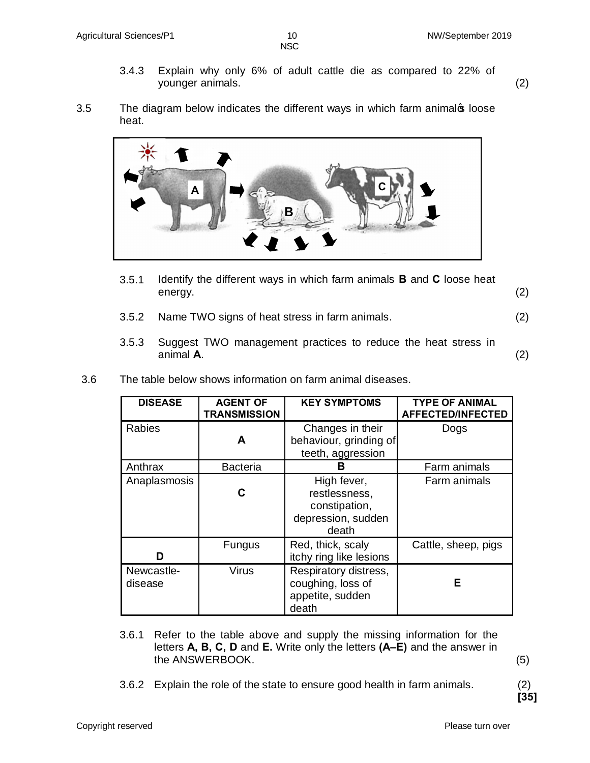3.4.3 Explain why only 6% of adult cattle die as compared to 22% of younger animals. (2)

3.5 The diagram below indicates the different ways in which farm animals' loose heat.

3.5.1 Identify the different ways in which farm animals **B** and **C** loose heat energy. (2)

3.5.2 Name TWO signs of heat stress in farm animals. (2)

3.5.3 Suggest TWO management practices to reduce the heat stress in animal **A**. (2)

3.6 The table below shows information on farm animal diseases.

| DISEASE | AGENT OF TRANSMISSION | KEY SYMPTOMS | TYPE OF ANIMAL AFFECTED/INFECTED |
|---|---|---|---|
| Rabies | **A** | Changes in their behaviour, grinding of teeth, aggression | Dogs |
| Anthrax | Bacteria | **B** | Farm animals |
| Anaplasmosis | **C** | High fever, restlessness, constipation, depression, sudden death | Farm animals |
| **D** | Fungus | Red, thick, scaly itchy ring like lesions | Cattle, sheep, pigs |
| Newcastle-disease | Virus | Respiratory distress, coughing, loss of appetite, sudden death | **E** |

3.6.1 Refer to the table above and supply the missing information for the letters **A, B, C, D** and **E.** Write only the letters **(A–E)** and the answer in the ANSWERBOOK. (5)

3.6.2 Explain the role of the state to ensure good health in farm animals. (2)

**[35]**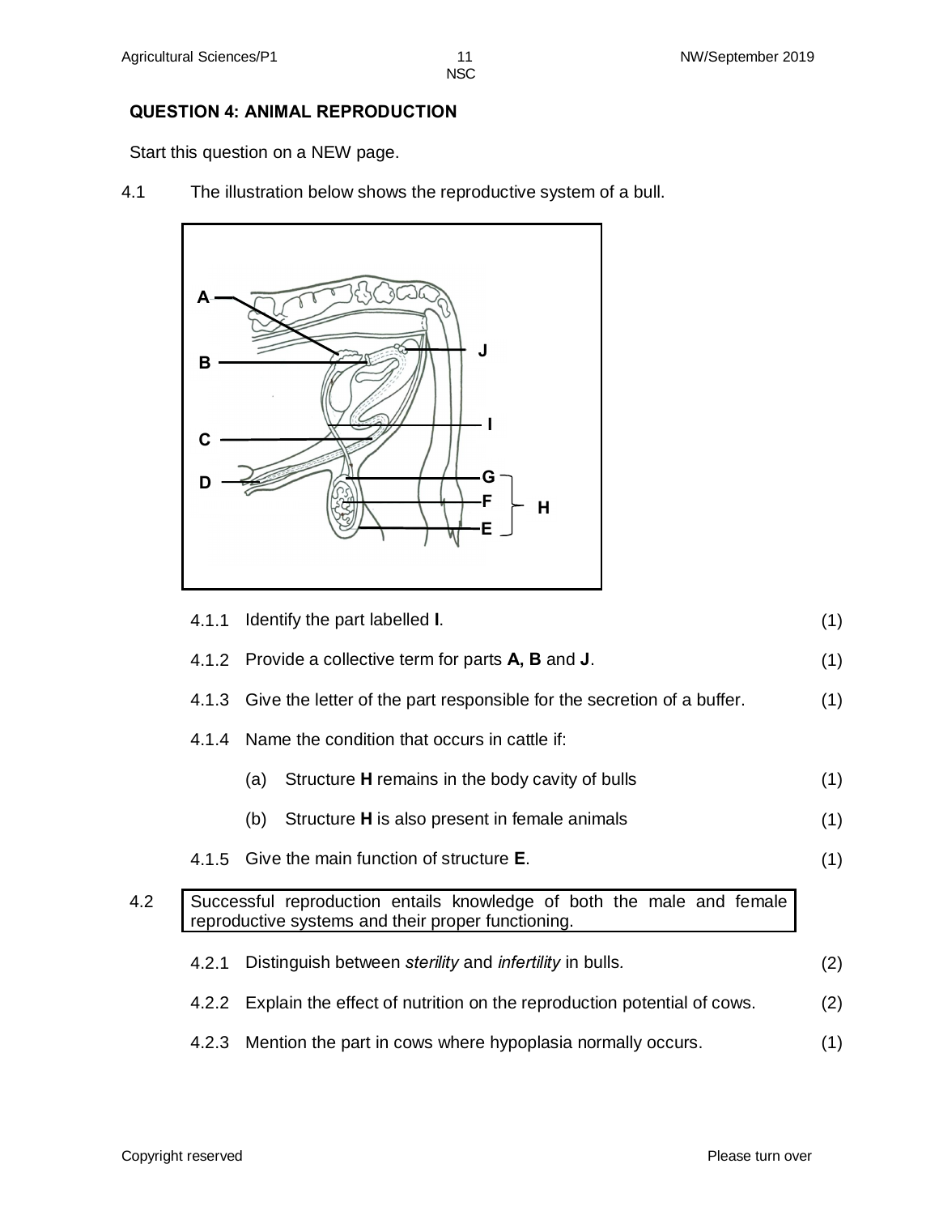## QUESTION 4: ANIMAL REPRODUCTION

Start this question on a NEW page.

4.1 The illustration below shows the reproductive system of a bull.

4.1.1 Identify the part labelled **I**. (1)

4.1.2 Provide a collective term for parts **A, B** and **J**. (1)

4.1.3 Give the letter of the part responsible for the secretion of a buffer. (1)

4.1.4 Name the condition that occurs in cattle if:

(a) Structure **H** remains in the body cavity of bulls (1)

(b) Structure **H** is also present in female animals (1)

4.1.5 Give the main function of structure **E**. (1)

4.2

> Successful reproduction entails knowledge of both the male and female reproductive systems and their proper functioning.

4.2.1 Distinguish between *sterility* and *infertility* in bulls. (2)

4.2.2 Explain the effect of nutrition on the reproduction potential of cows. (2)

4.2.3 Mention the part in cows where hypoplasia normally occurs. (1)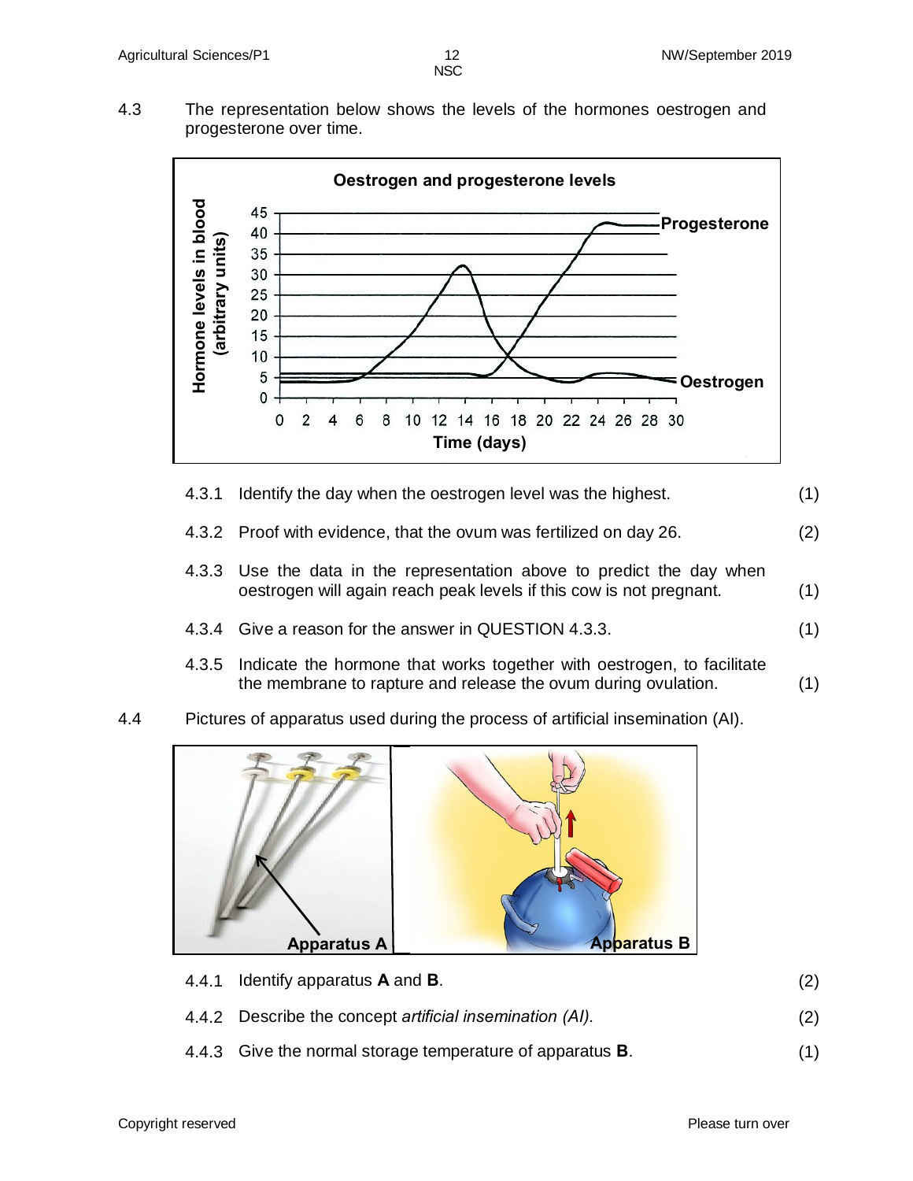4.3 The representation below shows the levels of the hormones oestrogen and progesterone over time.

4.3.1 Identify the day when the oestrogen level was the highest. (1)

4.3.2 Proof with evidence, that the ovum was fertilized on day 26. (2)

4.3.3 Use the data in the representation above to predict the day when oestrogen will again reach peak levels if this cow is not pregnant. (1)

4.3.4 Give a reason for the answer in QUESTION 4.3.3. (1)

4.3.5 Indicate the hormone that works together with oestrogen, to facilitate the membrane to rapture and release the ovum during ovulation. (1)

4.4 Pictures of apparatus used during the process of artificial insemination (AI).

4.4.1 Identify apparatus **A** and **B**. (2)

4.4.2 Describe the concept *artificial insemination (AI).* (2)

4.4.3 Give the normal storage temperature of apparatus **B**. (1)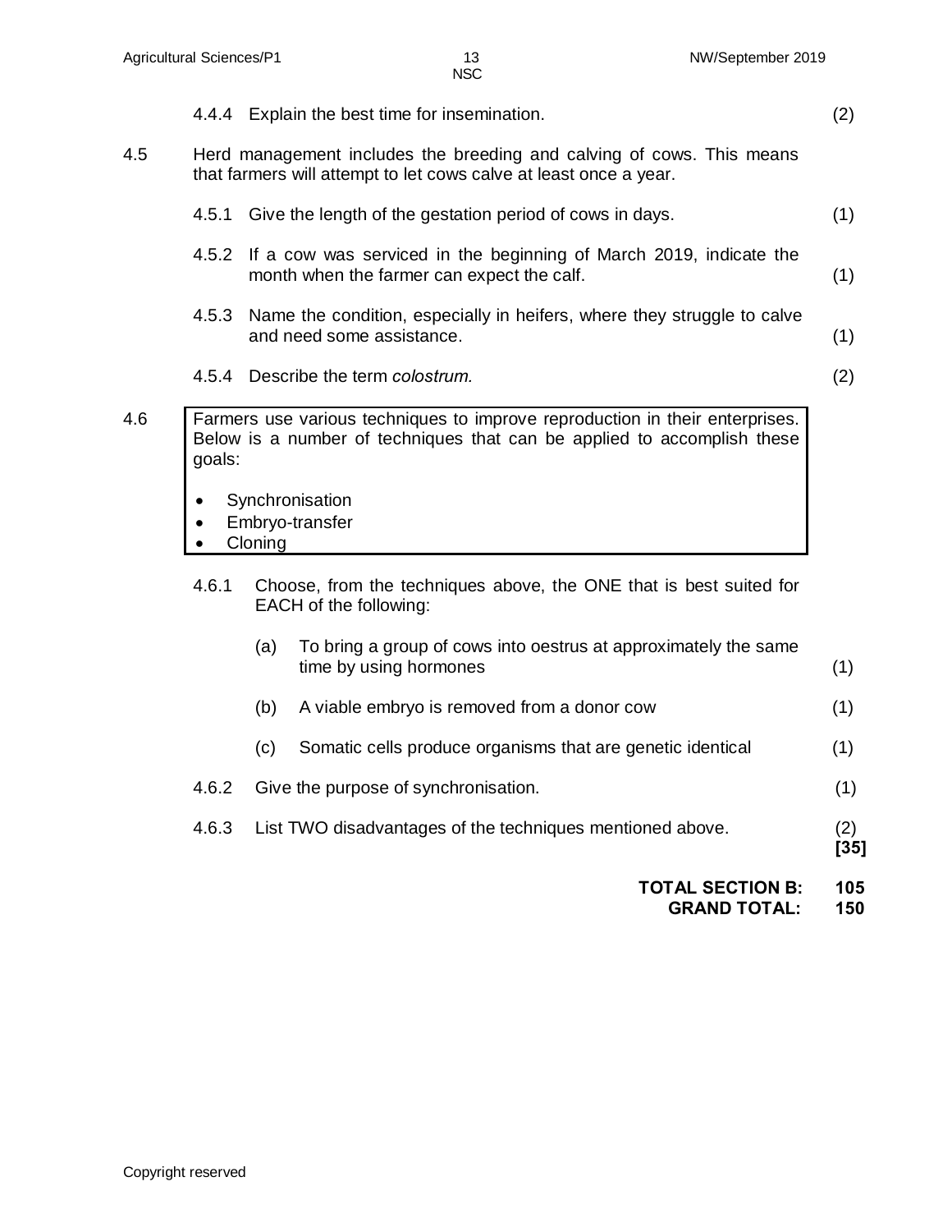4.4.4 Explain the best time for insemination. (2)

4.5 Herd management includes the breeding and calving of cows. This means that farmers will attempt to let cows calve at least once a year.

4.5.1 Give the length of the gestation period of cows in days. (1)

4.5.2 If a cow was serviced in the beginning of March 2019, indicate the month when the farmer can expect the calf. (1)

4.5.3 Name the condition, especially in heifers, where they struggle to calve and need some assistance. (1)

4.5.4 Describe the term *colostrum.* (2)

4.6 Farmers use various techniques to improve reproduction in their enterprises. Below is a number of techniques that can be applied to accomplish these goals:

- Synchronisation
- Embryo-transfer
- Cloning

4.6.1 Choose, from the techniques above, the ONE that is best suited for EACH of the following:

(a) To bring a group of cows into oestrus at approximately the same time by using hormones (1)

(b) A viable embryo is removed from a donor cow (1)

(c) Somatic cells produce organisms that are genetic identical (1)

4.6.2 Give the purpose of synchronisation. (1)

4.6.3 List TWO disadvantages of the techniques mentioned above. (2)
**[35]**

**TOTAL SECTION B: 105**
**GRAND TOTAL: 150**